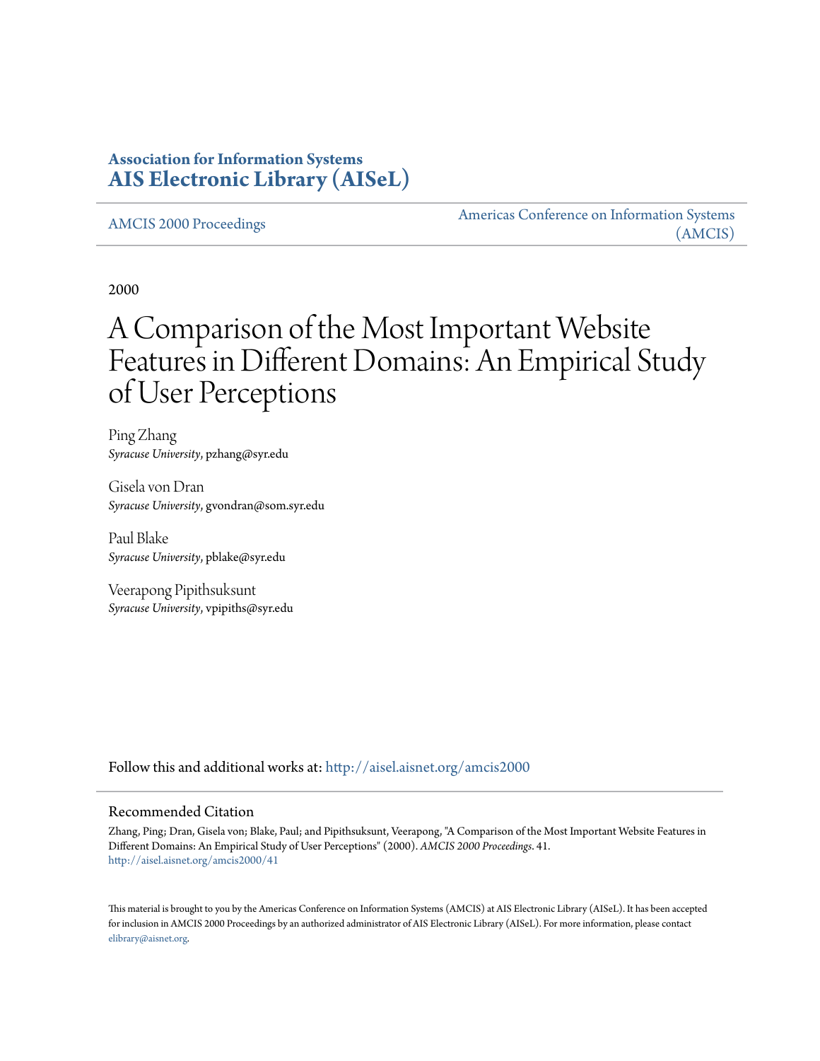**Association for Information Systems**
**AIS Electronic Library (AISeL)**

AMCIS 2000 Proceedings

Americas Conference on Information Systems (AMCIS)

2000

# A Comparison of the Most Important Website Features in Different Domains: An Empirical Study of User Perceptions

Ping Zhang
*Syracuse University*, pzhang@syr.edu

Gisela von Dran
*Syracuse University*, gvondran@som.syr.edu

Paul Blake
*Syracuse University*, pblake@syr.edu

Veerapong Pipithsuksunt
*Syracuse University*, vpipiths@syr.edu

Follow this and additional works at: http://aisel.aisnet.org/amcis2000

## Recommended Citation

Zhang, Ping; Dran, Gisela von; Blake, Paul; and Pipithsuksunt, Veerapong, "A Comparison of the Most Important Website Features in Different Domains: An Empirical Study of User Perceptions" (2000). *AMCIS 2000 Proceedings*. 41.
http://aisel.aisnet.org/amcis2000/41

This material is brought to you by the Americas Conference on Information Systems (AMCIS) at AIS Electronic Library (AISeL). It has been accepted for inclusion in AMCIS 2000 Proceedings by an authorized administrator of AIS Electronic Library (AISeL). For more information, please contact elibrary@aisnet.org.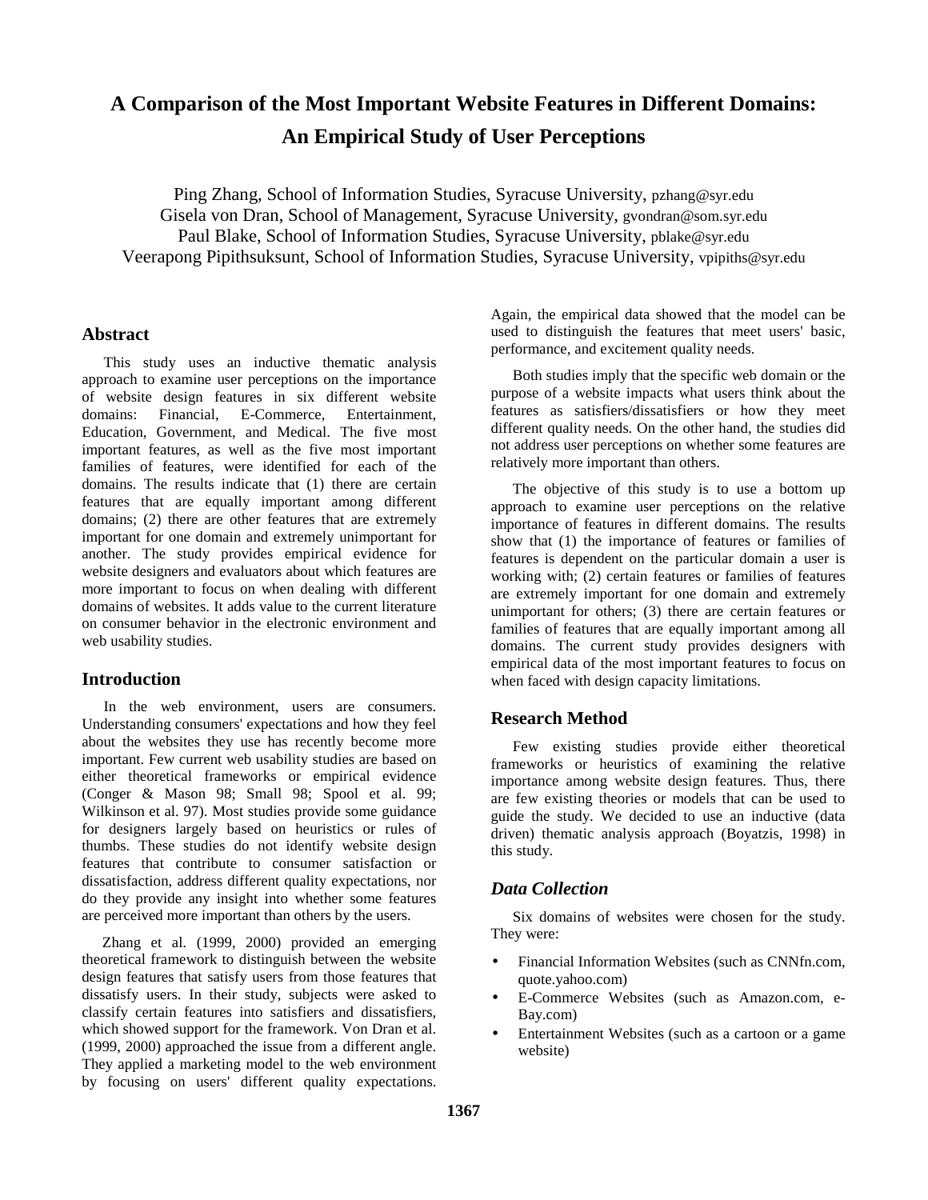# A Comparison of the Most Important Website Features in Different Domains: An Empirical Study of User Perceptions

Ping Zhang, School of Information Studies, Syracuse University, pzhang@syr.edu
Gisela von Dran, School of Management, Syracuse University, gvondran@som.syr.edu
Paul Blake, School of Information Studies, Syracuse University, pblake@syr.edu
Veerapong Pipithsuksunt, School of Information Studies, Syracuse University, vpipiths@syr.edu

## Abstract

This study uses an inductive thematic analysis approach to examine user perceptions on the importance of website design features in six different website domains: Financial, E-Commerce, Entertainment, Education, Government, and Medical. The five most important features, as well as the five most important families of features, were identified for each of the domains. The results indicate that (1) there are certain features that are equally important among different domains; (2) there are other features that are extremely important for one domain and extremely unimportant for another. The study provides empirical evidence for website designers and evaluators about which features are more important to focus on when dealing with different domains of websites. It adds value to the current literature on consumer behavior in the electronic environment and web usability studies.

## Introduction

In the web environment, users are consumers. Understanding consumers' expectations and how they feel about the websites they use has recently become more important. Few current web usability studies are based on either theoretical frameworks or empirical evidence (Conger & Mason 98; Small 98; Spool et al. 99; Wilkinson et al. 97). Most studies provide some guidance for designers largely based on heuristics or rules of thumbs. These studies do not identify website design features that contribute to consumer satisfaction or dissatisfaction, address different quality expectations, nor do they provide any insight into whether some features are perceived more important than others by the users.

Zhang et al. (1999, 2000) provided an emerging theoretical framework to distinguish between the website design features that satisfy users from those features that dissatisfy users. In their study, subjects were asked to classify certain features into satisfiers and dissatisfiers, which showed support for the framework. Von Dran et al. (1999, 2000) approached the issue from a different angle. They applied a marketing model to the web environment by focusing on users' different quality expectations. Again, the empirical data showed that the model can be used to distinguish the features that meet users' basic, performance, and excitement quality needs.

Both studies imply that the specific web domain or the purpose of a website impacts what users think about the features as satisfiers/dissatisfiers or how they meet different quality needs. On the other hand, the studies did not address user perceptions on whether some features are relatively more important than others.

The objective of this study is to use a bottom up approach to examine user perceptions on the relative importance of features in different domains. The results show that (1) the importance of features or families of features is dependent on the particular domain a user is working with; (2) certain features or families of features are extremely important for one domain and extremely unimportant for others; (3) there are certain features or families of features that are equally important among all domains. The current study provides designers with empirical data of the most important features to focus on when faced with design capacity limitations.

## Research Method

Few existing studies provide either theoretical frameworks or heuristics of examining the relative importance among website design features. Thus, there are few existing theories or models that can be used to guide the study. We decided to use an inductive (data driven) thematic analysis approach (Boyatzis, 1998) in this study.

### *Data Collection*

Six domains of websites were chosen for the study. They were:

- Financial Information Websites (such as CNNfn.com, quote.yahoo.com)
- E-Commerce Websites (such as Amazon.com, e-Bay.com)
- Entertainment Websites (such as a cartoon or a game website)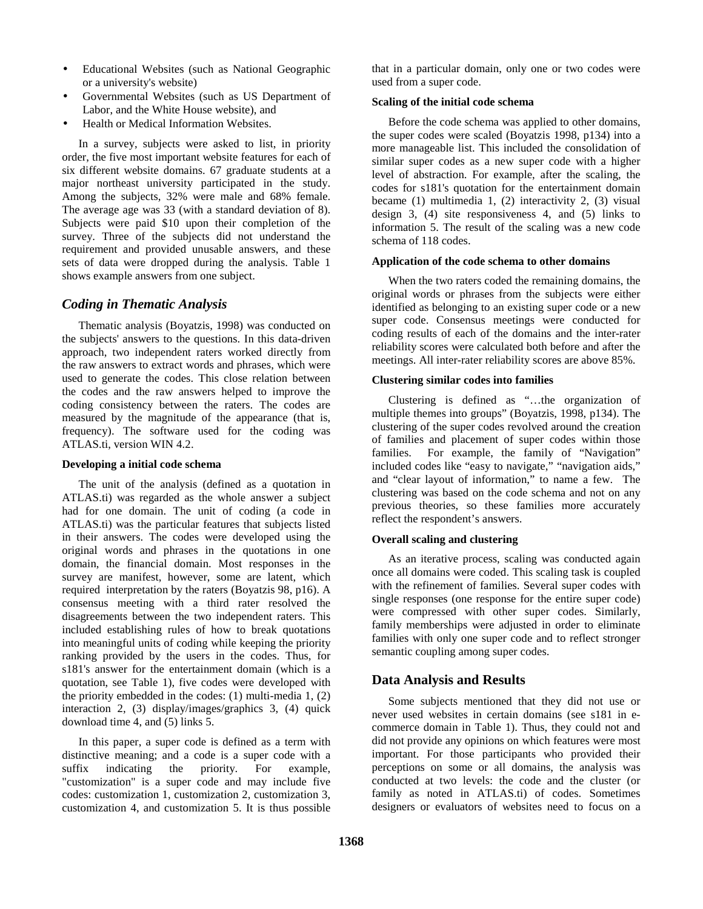- Educational Websites (such as National Geographic or a university's website)
- Governmental Websites (such as US Department of Labor, and the White House website), and
- Health or Medical Information Websites.

In a survey, subjects were asked to list, in priority order, the five most important website features for each of six different website domains. 67 graduate students at a major northeast university participated in the study. Among the subjects, 32% were male and 68% female. The average age was 33 (with a standard deviation of 8). Subjects were paid $10 upon their completion of the survey. Three of the subjects did not understand the requirement and provided unusable answers, and these sets of data were dropped during the analysis. Table 1 shows example answers from one subject.

## *Coding in Thematic Analysis*

Thematic analysis (Boyatzis, 1998) was conducted on the subjects' answers to the questions. In this data-driven approach, two independent raters worked directly from the raw answers to extract words and phrases, which were used to generate the codes. This close relation between the codes and the raw answers helped to improve the coding consistency between the raters. The codes are measured by the magnitude of the appearance (that is, frequency). The software used for the coding was ATLAS.ti, version WIN 4.2.

**Developing a initial code schema**

The unit of the analysis (defined as a quotation in ATLAS.ti) was regarded as the whole answer a subject had for one domain. The unit of coding (a code in ATLAS.ti) was the particular features that subjects listed in their answers. The codes were developed using the original words and phrases in the quotations in one domain, the financial domain. Most responses in the survey are manifest, however, some are latent, which required interpretation by the raters (Boyatzis 98, p16). A consensus meeting with a third rater resolved the disagreements between the two independent raters. This included establishing rules of how to break quotations into meaningful units of coding while keeping the priority ranking provided by the users in the codes. Thus, for s181's answer for the entertainment domain (which is a quotation, see Table 1), five codes were developed with the priority embedded in the codes: (1) multi-media 1, (2) interaction 2, (3) display/images/graphics 3, (4) quick download time 4, and (5) links 5.

In this paper, a super code is defined as a term with distinctive meaning; and a code is a super code with a suffix indicating the priority. For example, "customization" is a super code and may include five codes: customization 1, customization 2, customization 3, customization 4, and customization 5. It is thus possible that in a particular domain, only one or two codes were used from a super code.

**Scaling of the initial code schema**

Before the code schema was applied to other domains, the super codes were scaled (Boyatzis 1998, p134) into a more manageable list. This included the consolidation of similar super codes as a new super code with a higher level of abstraction. For example, after the scaling, the codes for s181's quotation for the entertainment domain became (1) multimedia 1, (2) interactivity 2, (3) visual design 3, (4) site responsiveness 4, and (5) links to information 5. The result of the scaling was a new code schema of 118 codes.

**Application of the code schema to other domains**

When the two raters coded the remaining domains, the original words or phrases from the subjects were either identified as belonging to an existing super code or a new super code. Consensus meetings were conducted for coding results of each of the domains and the inter-rater reliability scores were calculated both before and after the meetings. All inter-rater reliability scores are above 85%.

**Clustering similar codes into families**

Clustering is defined as "…the organization of multiple themes into groups" (Boyatzis, 1998, p134). The clustering of the super codes revolved around the creation of families and placement of super codes within those families. For example, the family of "Navigation" included codes like "easy to navigate," "navigation aids," and "clear layout of information," to name a few. The clustering was based on the code schema and not on any previous theories, so these families more accurately reflect the respondent's answers.

**Overall scaling and clustering**

As an iterative process, scaling was conducted again once all domains were coded. This scaling task is coupled with the refinement of families. Several super codes with single responses (one response for the entire super code) were compressed with other super codes. Similarly, family memberships were adjusted in order to eliminate families with only one super code and to reflect stronger semantic coupling among super codes.

# Data Analysis and Results

Some subjects mentioned that they did not use or never used websites in certain domains (see s181 in e-commerce domain in Table 1). Thus, they could not and did not provide any opinions on which features were most important. For those participants who provided their perceptions on some or all domains, the analysis was conducted at two levels: the code and the cluster (or family as noted in ATLAS.ti) of codes. Sometimes designers or evaluators of websites need to focus on a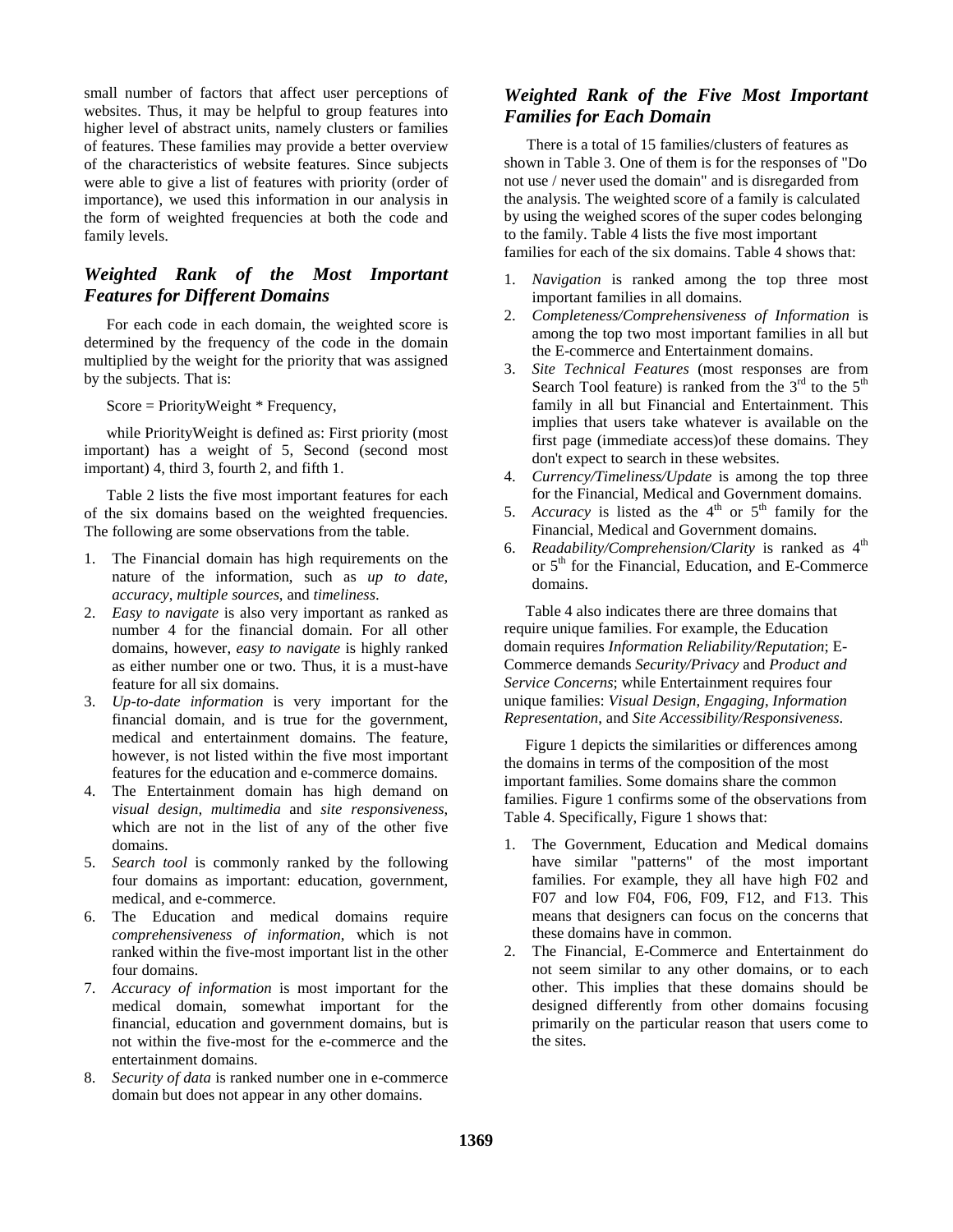small number of factors that affect user perceptions of websites. Thus, it may be helpful to group features into higher level of abstract units, namely clusters or families of features. These families may provide a better overview of the characteristics of website features. Since subjects were able to give a list of features with priority (order of importance), we used this information in our analysis in the form of weighted frequencies at both the code and family levels.

## *Weighted Rank of the Most Important Features for Different Domains*

For each code in each domain, the weighted score is determined by the frequency of the code in the domain multiplied by the weight for the priority that was assigned by the subjects. That is:

Score = PriorityWeight * Frequency,

while PriorityWeight is defined as: First priority (most important) has a weight of 5, Second (second most important) 4, third 3, fourth 2, and fifth 1.

Table 2 lists the five most important features for each of the six domains based on the weighted frequencies. The following are some observations from the table.

1. The Financial domain has high requirements on the nature of the information, such as *up to date*, *accuracy*, *multiple sources*, and *timeliness*.
2. *Easy to navigate* is also very important as ranked as number 4 for the financial domain. For all other domains, however, *easy to navigate* is highly ranked as either number one or two. Thus, it is a must-have feature for all six domains.
3. *Up-to-date information* is very important for the financial domain, and is true for the government, medical and entertainment domains. The feature, however, is not listed within the five most important features for the education and e-commerce domains.
4. The Entertainment domain has high demand on *visual design, multimedia* and *site responsiveness,* which are not in the list of any of the other five domains.
5. *Search tool* is commonly ranked by the following four domains as important: education, government, medical, and e-commerce.
6. The Education and medical domains require *comprehensiveness of information*, which is not ranked within the five-most important list in the other four domains.
7. *Accuracy of information* is most important for the medical domain, somewhat important for the financial, education and government domains, but is not within the five-most for the e-commerce and the entertainment domains.
8. *Security of data* is ranked number one in e-commerce domain but does not appear in any other domains.

## *Weighted Rank of the Five Most Important Families for Each Domain*

There is a total of 15 families/clusters of features as shown in Table 3. One of them is for the responses of "Do not use / never used the domain" and is disregarded from the analysis. The weighted score of a family is calculated by using the weighed scores of the super codes belonging to the family. Table 4 lists the five most important families for each of the six domains. Table 4 shows that:

1. *Navigation* is ranked among the top three most important families in all domains.
2. *Completeness/Comprehensiveness of Information* is among the top two most important families in all but the E-commerce and Entertainment domains.
3. *Site Technical Features* (most responses are from Search Tool feature) is ranked from the 3rd to the 5th family in all but Financial and Entertainment. This implies that users take whatever is available on the first page (immediate access)of these domains. They don't expect to search in these websites.
4. *Currency/Timeliness/Update* is among the top three for the Financial, Medical and Government domains.
5. *Accuracy* is listed as the 4th or 5th family for the Financial, Medical and Government domains.
6. *Readability/Comprehension/Clarity* is ranked as 4th or 5th for the Financial, Education, and E-Commerce domains.

Table 4 also indicates there are three domains that require unique families. For example, the Education domain requires *Information Reliability/Reputation*; E-Commerce demands *Security/Privacy* and *Product and Service Concerns*; while Entertainment requires four unique families: *Visual Design*, *Engaging*, *Information Representation*, and *Site Accessibility/Responsiveness*.

Figure 1 depicts the similarities or differences among the domains in terms of the composition of the most important families. Some domains share the common families. Figure 1 confirms some of the observations from Table 4. Specifically, Figure 1 shows that:

1. The Government, Education and Medical domains have similar "patterns" of the most important families. For example, they all have high F02 and F07 and low F04, F06, F09, F12, and F13. This means that designers can focus on the concerns that these domains have in common.
2. The Financial, E-Commerce and Entertainment do not seem similar to any other domains, or to each other. This implies that these domains should be designed differently from other domains focusing primarily on the particular reason that users come to the sites.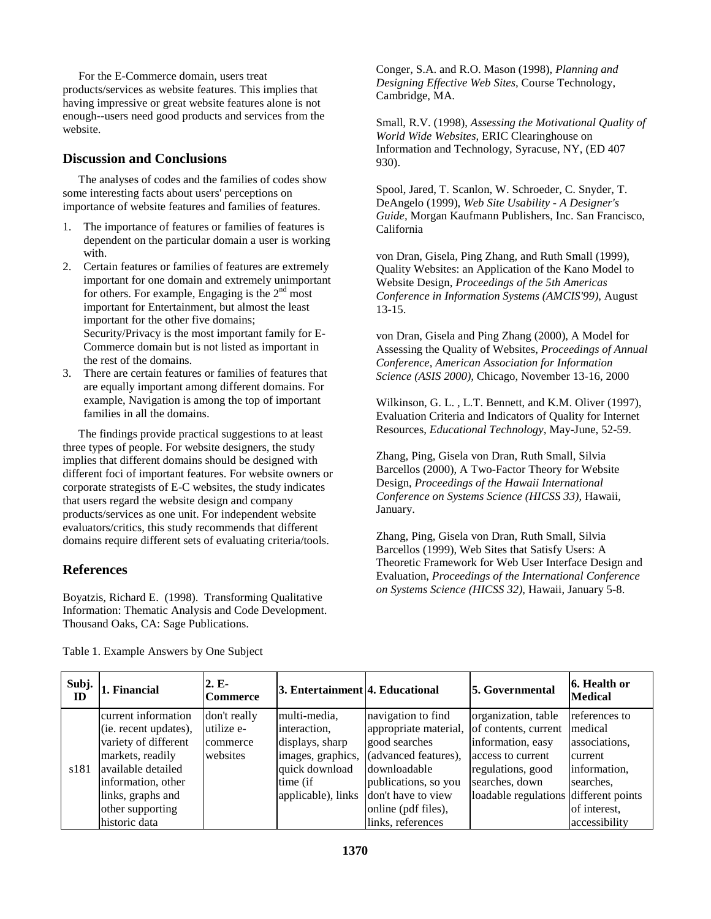For the E-Commerce domain, users treat products/services as website features. This implies that having impressive or great website features alone is not enough--users need good products and services from the website.

## Discussion and Conclusions

The analyses of codes and the families of codes show some interesting facts about users' perceptions on importance of website features and families of features.

1. The importance of features or families of features is dependent on the particular domain a user is working with.
2. Certain features or families of features are extremely important for one domain and extremely unimportant for others. For example, Engaging is the 2nd most important for Entertainment, but almost the least important for the other five domains; Security/Privacy is the most important family for E-Commerce domain but is not listed as important in the rest of the domains.
3. There are certain features or families of features that are equally important among different domains. For example, Navigation is among the top of important families in all the domains.

The findings provide practical suggestions to at least three types of people. For website designers, the study implies that different domains should be designed with different foci of important features. For website owners or corporate strategists of E-C websites, the study indicates that users regard the website design and company products/services as one unit. For independent website evaluators/critics, this study recommends that different domains require different sets of evaluating criteria/tools.

## References

Boyatzis, Richard E. (1998). Transforming Qualitative Information: Thematic Analysis and Code Development. Thousand Oaks, CA: Sage Publications.

Conger, S.A. and R.O. Mason (1998), *Planning and Designing Effective Web Sites*, Course Technology, Cambridge, MA.

Small, R.V. (1998), *Assessing the Motivational Quality of World Wide Websites*, ERIC Clearinghouse on Information and Technology, Syracuse, NY, (ED 407 930).

Spool, Jared, T. Scanlon, W. Schroeder, C. Snyder, T. DeAngelo (1999), *Web Site Usability - A Designer's Guide*, Morgan Kaufmann Publishers, Inc. San Francisco, California

von Dran, Gisela, Ping Zhang, and Ruth Small (1999), Quality Websites: an Application of the Kano Model to Website Design, *Proceedings of the 5th Americas Conference in Information Systems (AMCIS'99)*, August 13-15.

von Dran, Gisela and Ping Zhang (2000), A Model for Assessing the Quality of Websites, *Proceedings of Annual Conference, American Association for Information Science (ASIS 2000)*, Chicago, November 13-16, 2000

Wilkinson, G. L. , L.T. Bennett, and K.M. Oliver (1997), Evaluation Criteria and Indicators of Quality for Internet Resources, *Educational Technology*, May-June, 52-59.

Zhang, Ping, Gisela von Dran, Ruth Small, Silvia Barcellos (2000), A Two-Factor Theory for Website Design, *Proceedings of the Hawaii International Conference on Systems Science (HICSS 33)*, Hawaii, January.

Zhang, Ping, Gisela von Dran, Ruth Small, Silvia Barcellos (1999), Web Sites that Satisfy Users: A Theoretic Framework for Web User Interface Design and Evaluation, *Proceedings of the International Conference on Systems Science (HICSS 32)*, Hawaii, January 5-8.

Table 1. Example Answers by One Subject

| Subj. ID | 1. Financial | 2. E-Commerce | 3. Entertainment | 4. Educational | 5. Governmental | 6. Health or Medical |
|---|---|---|---|---|---|---|
| s181 | current information (ie. recent updates), variety of different markets, readily available detailed information, other links, graphs and other supporting historic data | don't really utilize e-commerce websites | multi-media, interaction, displays, sharp images, graphics, quick download time (if applicable), links | navigation to find appropriate material, good searches (advanced features), downloadable publications, so you don't have to view online (pdf files), links, references | organization, table of contents, current information, easy access to current regulations, good searches, down loadable regulations | references to medical associations, current information, searches, different points of interest, accessibility |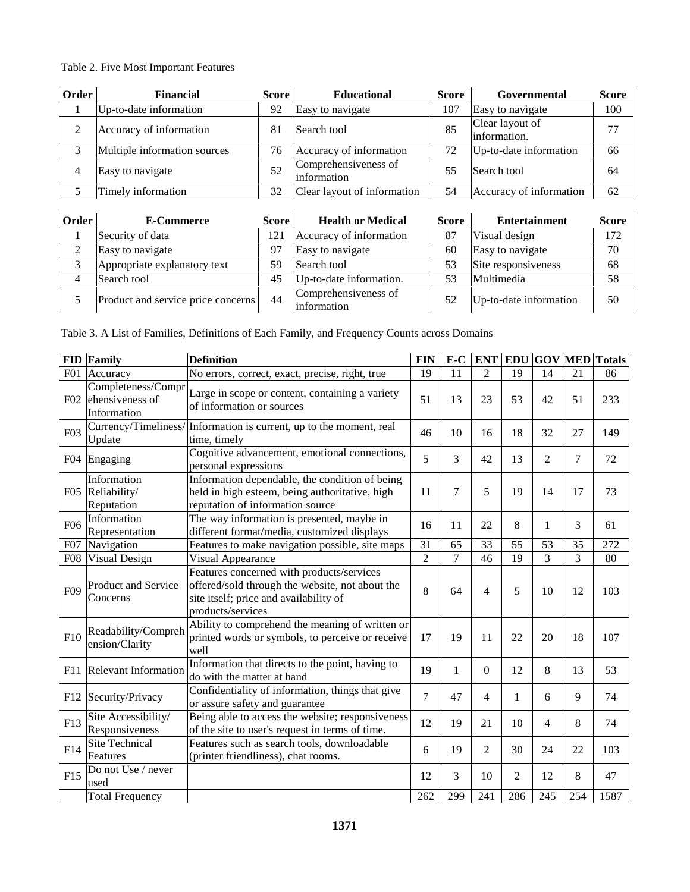Table 2. Five Most Important Features

| Order | Financial | Score | Educational | Score | Governmental | Score |
|---|---|---|---|---|---|---|
| 1 | Up-to-date information | 92 | Easy to navigate | 107 | Easy to navigate | 100 |
| 2 | Accuracy of information | 81 | Search tool | 85 | Clear layout of information. | 77 |
| 3 | Multiple information sources | 76 | Accuracy of information | 72 | Up-to-date information | 66 |
| 4 | Easy to navigate | 52 | Comprehensiveness of information | 55 | Search tool | 64 |
| 5 | Timely information | 32 | Clear layout of information | 54 | Accuracy of information | 62 |

| Order | E-Commerce | Score | Health or Medical | Score | Entertainment | Score |
|---|---|---|---|---|---|---|
| 1 | Security of data | 121 | Accuracy of information | 87 | Visual design | 172 |
| 2 | Easy to navigate | 97 | Easy to navigate | 60 | Easy to navigate | 70 |
| 3 | Appropriate explanatory text | 59 | Search tool | 53 | Site responsiveness | 68 |
| 4 | Search tool | 45 | Up-to-date information. | 53 | Multimedia | 58 |
| 5 | Product and service price concerns | 44 | Comprehensiveness of information | 52 | Up-to-date information | 50 |

Table 3. A List of Families, Definitions of Each Family, and Frequency Counts across Domains

| FID | Family | Definition | FIN | E-C | ENT | EDU | GOV | MED | Totals |
|---|---|---|---|---|---|---|---|---|---|
| F01 | Accuracy | No errors, correct, exact, precise, right, true | 19 | 11 | 2 | 19 | 14 | 21 | 86 |
| F02 | Completeness/Comprehensiveness of Information | Large in scope or content, containing a variety of information or sources | 51 | 13 | 23 | 53 | 42 | 51 | 233 |
| F03 | Currency/Timeliness/Update | Information is current, up to the moment, real time, timely | 46 | 10 | 16 | 18 | 32 | 27 | 149 |
| F04 | Engaging | Cognitive advancement, emotional connections, personal expressions | 5 | 3 | 42 | 13 | 2 | 7 | 72 |
| F05 | Information Reliability/Reputation | Information dependable, the condition of being held in high esteem, being authoritative, high reputation of information source | 11 | 7 | 5 | 19 | 14 | 17 | 73 |
| F06 | Information Representation | The way information is presented, maybe in different format/media, customized displays | 16 | 11 | 22 | 8 | 1 | 3 | 61 |
| F07 | Navigation | Features to make navigation possible, site maps | 31 | 65 | 33 | 55 | 53 | 35 | 272 |
| F08 | Visual Design | Visual Appearance | 2 | 7 | 46 | 19 | 3 | 3 | 80 |
| F09 | Product and Service Concerns | Features concerned with products/services offered/sold through the website, not about the site itself; price and availability of products/services | 8 | 64 | 4 | 5 | 10 | 12 | 103 |
| F10 | Readability/Comprehension/Clarity | Ability to comprehend the meaning of written or printed words or symbols, to perceive or receive well | 17 | 19 | 11 | 22 | 20 | 18 | 107 |
| F11 | Relevant Information | Information that directs to the point, having to do with the matter at hand | 19 | 1 | 0 | 12 | 8 | 13 | 53 |
| F12 | Security/Privacy | Confidentiality of information, things that give or assure safety and guarantee | 7 | 47 | 4 | 1 | 6 | 9 | 74 |
| F13 | Site Accessibility/Responsiveness | Being able to access the website; responsiveness of the site to user's request in terms of time. | 12 | 19 | 21 | 10 | 4 | 8 | 74 |
| F14 | Site Technical Features | Features such as search tools, downloadable (printer friendliness), chat rooms. | 6 | 19 | 2 | 30 | 24 | 22 | 103 |
| F15 | Do not Use / never used | | 12 | 3 | 10 | 2 | 12 | 8 | 47 |
| | Total Frequency | | 262 | 299 | 241 | 286 | 245 | 254 | 1587 |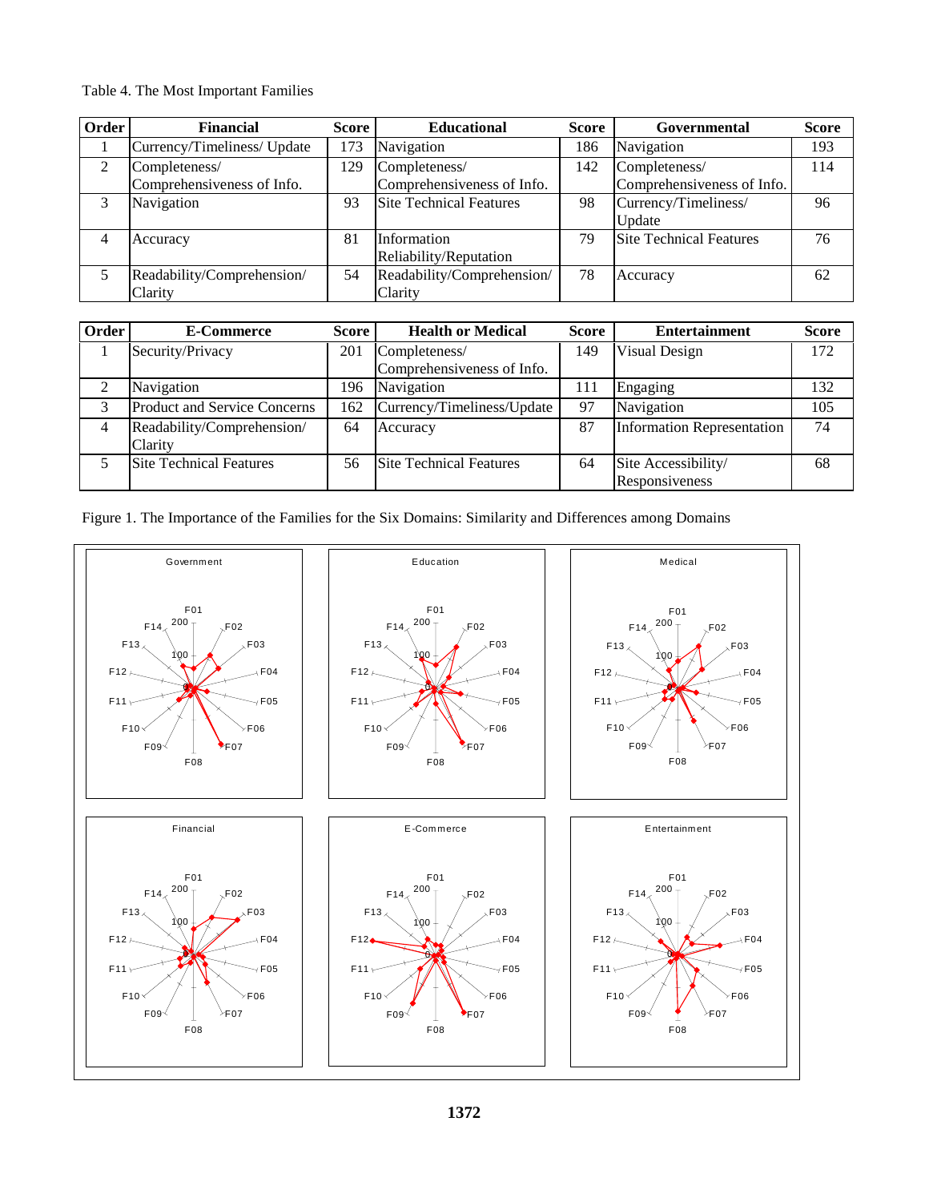Table 4. The Most Important Families

| Order | Financial | Score | Educational | Score | Governmental | Score |
|---|---|---|---|---|---|---|
| 1 | Currency/Timeliness/ Update | 173 | Navigation | 186 | Navigation | 193 |
| 2 | Completeness/ Comprehensiveness of Info. | 129 | Completeness/ Comprehensiveness of Info. | 142 | Completeness/ Comprehensiveness of Info. | 114 |
| 3 | Navigation | 93 | Site Technical Features | 98 | Currency/Timeliness/ Update | 96 |
| 4 | Accuracy | 81 | Information Reliability/Reputation | 79 | Site Technical Features | 76 |
| 5 | Readability/Comprehension/ Clarity | 54 | Readability/Comprehension/ Clarity | 78 | Accuracy | 62 |

| Order | E-Commerce | Score | Health or Medical | Score | Entertainment | Score |
|---|---|---|---|---|---|---|
| 1 | Security/Privacy | 201 | Completeness/ Comprehensiveness of Info. | 149 | Visual Design | 172 |
| 2 | Navigation | 196 | Navigation | 111 | Engaging | 132 |
| 3 | Product and Service Concerns | 162 | Currency/Timeliness/Update | 97 | Navigation | 105 |
| 4 | Readability/Comprehension/ Clarity | 64 | Accuracy | 87 | Information Representation | 74 |
| 5 | Site Technical Features | 56 | Site Technical Features | 64 | Site Accessibility/ Responsiveness | 68 |

Figure 1. The Importance of the Families for the Six Domains: Similarity and Differences among Domains

Government

Education

Medical

Financial

E-Commerce

Entertainment

F01 F02 F03 F04 F05 F06 F07 F08 F09 F10 F11 F12 F13 F14

0 100 200